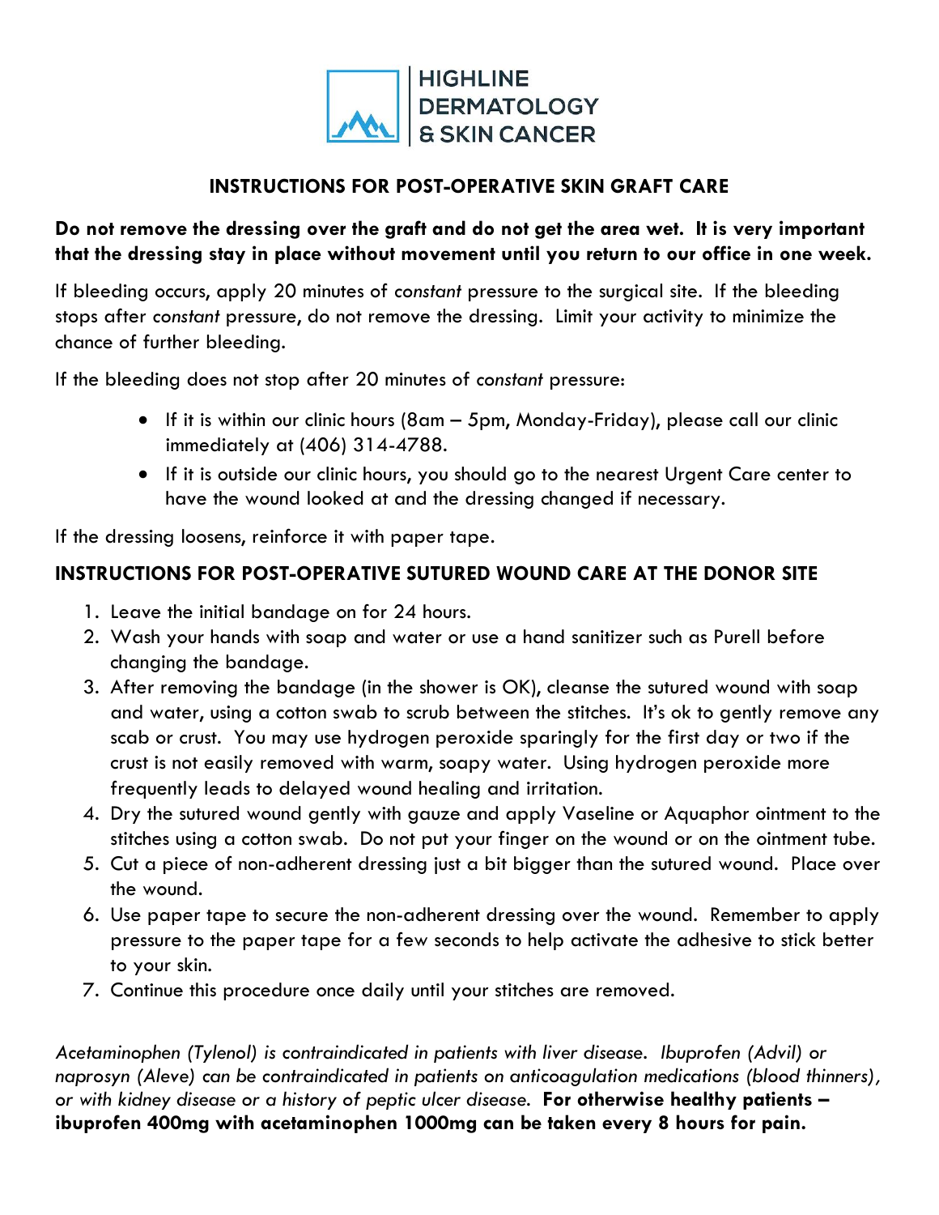HIGHLINE DERMATOLOGY & SKIN CANCER

## INSTRUCTIONS FOR POST-OPERATIVE SKIN GRAFT CARE

**Do not remove the dressing over the graft and do not get the area wet. It is very important that the dressing stay in place without movement until you return to our office in one week.**

If bleeding occurs, apply 20 minutes of *constant* pressure to the surgical site. If the bleeding stops after *constant* pressure, do not remove the dressing. Limit your activity to minimize the chance of further bleeding.

If the bleeding does not stop after 20 minutes of *constant* pressure:

- If it is within our clinic hours (8am – 5pm, Monday-Friday), please call our clinic immediately at (406) 314-4788.
- If it is outside our clinic hours, you should go to the nearest Urgent Care center to have the wound looked at and the dressing changed if necessary.

If the dressing loosens, reinforce it with paper tape.

## INSTRUCTIONS FOR POST-OPERATIVE SUTURED WOUND CARE AT THE DONOR SITE

1. Leave the initial bandage on for 24 hours.
2. Wash your hands with soap and water or use a hand sanitizer such as Purell before changing the bandage.
3. After removing the bandage (in the shower is OK), cleanse the sutured wound with soap and water, using a cotton swab to scrub between the stitches. It's ok to gently remove any scab or crust. You may use hydrogen peroxide sparingly for the first day or two if the crust is not easily removed with warm, soapy water. Using hydrogen peroxide more frequently leads to delayed wound healing and irritation.
4. Dry the sutured wound gently with gauze and apply Vaseline or Aquaphor ointment to the stitches using a cotton swab. Do not put your finger on the wound or on the ointment tube.
5. Cut a piece of non-adherent dressing just a bit bigger than the sutured wound. Place over the wound.
6. Use paper tape to secure the non-adherent dressing over the wound. Remember to apply pressure to the paper tape for a few seconds to help activate the adhesive to stick better to your skin.
7. Continue this procedure once daily until your stitches are removed.

*Acetaminophen (Tylenol) is contraindicated in patients with liver disease. Ibuprofen (Advil) or naprosyn (Aleve) can be contraindicated in patients on anticoagulation medications (blood thinners), or with kidney disease or a history of peptic ulcer disease.* **For otherwise healthy patients – ibuprofen 400mg with acetaminophen 1000mg can be taken every 8 hours for pain.**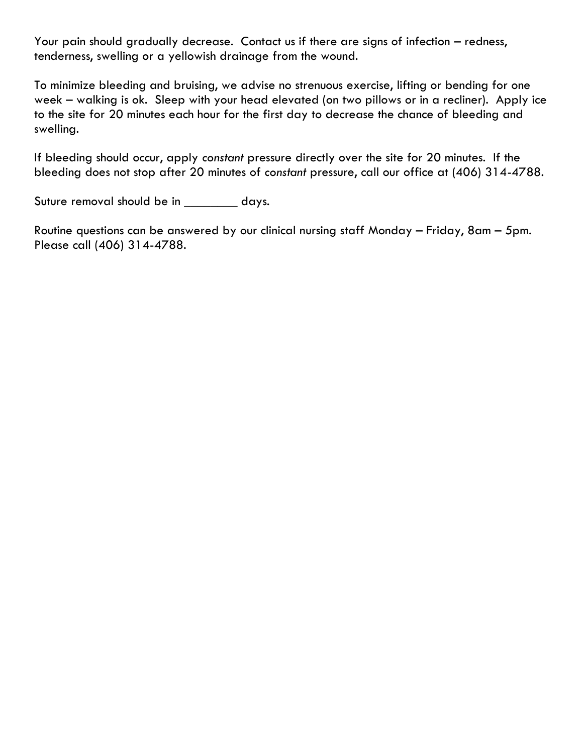Your pain should gradually decrease. Contact us if there are signs of infection – redness, tenderness, swelling or a yellowish drainage from the wound.

To minimize bleeding and bruising, we advise no strenuous exercise, lifting or bending for one week – walking is ok. Sleep with your head elevated (on two pillows or in a recliner). Apply ice to the site for 20 minutes each hour for the first day to decrease the chance of bleeding and swelling.

If bleeding should occur, apply *constant* pressure directly over the site for 20 minutes. If the bleeding does not stop after 20 minutes of *constant* pressure, call our office at (406) 314-4788.

Suture removal should be in ________ days.

Routine questions can be answered by our clinical nursing staff Monday – Friday, 8am – 5pm. Please call (406) 314-4788.